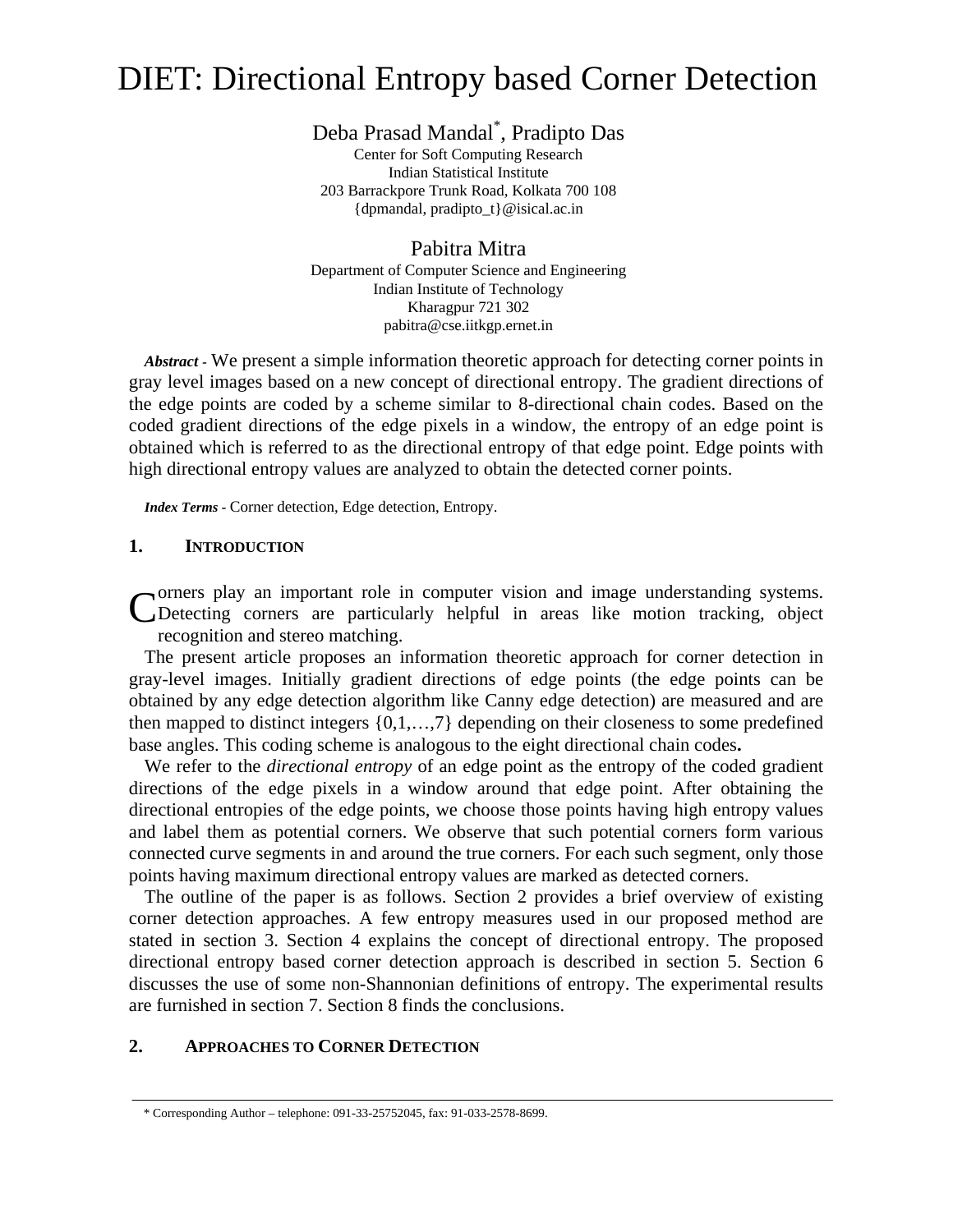# DIET: Directional Entropy based Corner Detection

Deba Prasad Mandal[*], Pradipto Das
Center for Soft Computing Research
Indian Statistical Institute
203 Barrackpore Trunk Road, Kolkata 700 108
{dpmandal, pradipto_t}@isical.ac.in

Pabitra Mitra
Department of Computer Science and Engineering
Indian Institute of Technology
Kharagpur 721 302
pabitra@cse.iitkgp.ernet.in

***Abstract*** - We present a simple information theoretic approach for detecting corner points in gray level images based on a new concept of directional entropy. The gradient directions of the edge points are coded by a scheme similar to 8-directional chain codes. Based on the coded gradient directions of the edge pixels in a window, the entropy of an edge point is obtained which is referred to as the directional entropy of that edge point. Edge points with high directional entropy values are analyzed to obtain the detected corner points.

***Index Terms*** - Corner detection, Edge detection, Entropy.

## 1. INTRODUCTION

Corners play an important role in computer vision and image understanding systems. Detecting corners are particularly helpful in areas like motion tracking, object recognition and stereo matching.

The present article proposes an information theoretic approach for corner detection in gray-level images. Initially gradient directions of edge points (the edge points can be obtained by any edge detection algorithm like Canny edge detection) are measured and are then mapped to distinct integers {0,1,…,7} depending on their closeness to some predefined base angles. This coding scheme is analogous to the eight directional chain codes**.**

We refer to the *directional entropy* of an edge point as the entropy of the coded gradient directions of the edge pixels in a window around that edge point. After obtaining the directional entropies of the edge points, we choose those points having high entropy values and label them as potential corners. We observe that such potential corners form various connected curve segments in and around the true corners. For each such segment, only those points having maximum directional entropy values are marked as detected corners.

The outline of the paper is as follows. Section 2 provides a brief overview of existing corner detection approaches. A few entropy measures used in our proposed method are stated in section 3. Section 4 explains the concept of directional entropy. The proposed directional entropy based corner detection approach is described in section 5. Section 6 discusses the use of some non-Shannonian definitions of entropy. The experimental results are furnished in section 7. Section 8 finds the conclusions.

## 2. APPROACHES TO CORNER DETECTION

[*] Corresponding Author – telephone: 091-33-25752045, fax: 91-033-2578-8699.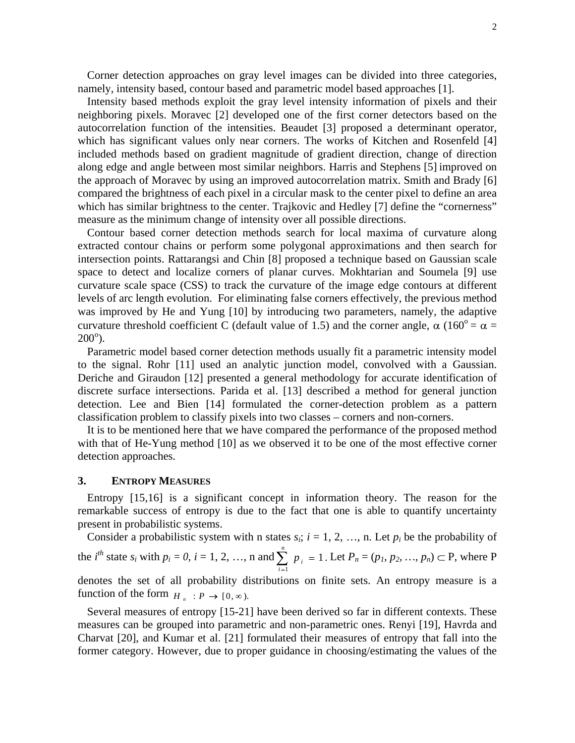Corner detection approaches on gray level images can be divided into three categories, namely, intensity based, contour based and parametric model based approaches [1].

Intensity based methods exploit the gray level intensity information of pixels and their neighboring pixels. Moravec [2] developed one of the first corner detectors based on the autocorrelation function of the intensities. Beaudet [3] proposed a determinant operator, which has significant values only near corners. The works of Kitchen and Rosenfeld [4] included methods based on gradient magnitude of gradient direction, change of direction along edge and angle between most similar neighbors. Harris and Stephens [5] improved on the approach of Moravec by using an improved autocorrelation matrix. Smith and Brady [6] compared the brightness of each pixel in a circular mask to the center pixel to define an area which has similar brightness to the center. Trajkovic and Hedley [7] define the "cornerness" measure as the minimum change of intensity over all possible directions.

Contour based corner detection methods search for local maxima of curvature along extracted contour chains or perform some polygonal approximations and then search for intersection points. Rattarangsi and Chin [8] proposed a technique based on Gaussian scale space to detect and localize corners of planar curves. Mokhtarian and Soumela [9] use curvature scale space (CSS) to track the curvature of the image edge contours at different levels of arc length evolution. For eliminating false corners effectively, the previous method was improved by He and Yung [10] by introducing two parameters, namely, the adaptive curvature threshold coefficient C (default value of 1.5) and the corner angle, $\alpha$ ($160^o = \alpha = 200^o$).

Parametric model based corner detection methods usually fit a parametric intensity model to the signal. Rohr [11] used an analytic junction model, convolved with a Gaussian. Deriche and Giraudon [12] presented a general methodology for accurate identification of discrete surface intersections. Parida et al. [13] described a method for general junction detection. Lee and Bien [14] formulated the corner-detection problem as a pattern classification problem to classify pixels into two classes – corners and non-corners.

It is to be mentioned here that we have compared the performance of the proposed method with that of He-Yung method [10] as we observed it to be one of the most effective corner detection approaches.

## 3. Entropy Measures

Entropy [15,16] is a significant concept in information theory. The reason for the remarkable success of entropy is due to the fact that one is able to quantify uncertainty present in probabilistic systems.

Consider a probabilistic system with n states $s_i$; $i = 1, 2, \ldots, n$. Let $p_i$ be the probability of the $i^{th}$ state $s_i$ with $p_i = 0$, $i = 1, 2, \ldots, n$ and $\sum_{i=1}^{n} p_i = 1$. Let $P_n = (p_1, p_2, \ldots, p_n) \subset P$, where P denotes the set of all probability distributions on finite sets. An entropy measure is a function of the form $H_n : P \rightarrow [0, \infty)$.

Several measures of entropy [15-21] have been derived so far in different contexts. These measures can be grouped into parametric and non-parametric ones. Renyi [19], Havrda and Charvat [20], and Kumar et al. [21] formulated their measures of entropy that fall into the former category. However, due to proper guidance in choosing/estimating the values of the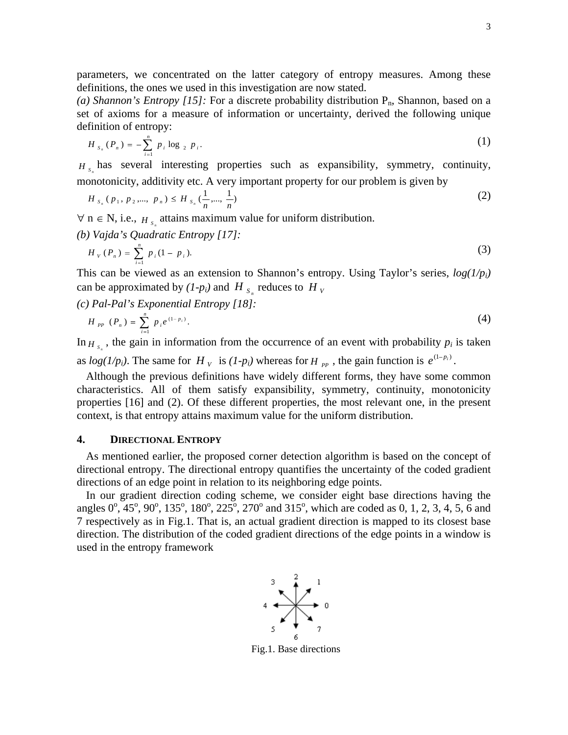parameters, we concentrated on the latter category of entropy measures. Among these definitions, the ones we used in this investigation are now stated.

*(a) Shannon's Entropy [15]:* For a discrete probability distribution $P_n$, Shannon, based on a set of axioms for a measure of information or uncertainty, derived the following unique definition of entropy:

$$H_{S_n}(P_n) = -\sum_{i=1}^{n} p_i \log_2 p_i . \tag{1}$$

$H_{S_n}$ has several interesting properties such as expansibility, symmetry, continuity, monotonicity, additivity etc. A very important property for our problem is given by

$$H_{S_n}(p_1, p_2, ..., p_n) \le H_{S_n}(\frac{1}{n}, ..., \frac{1}{n}) \tag{2}$$

$\forall$ n $\in$ N, i.e., $H_{S_n}$ attains maximum value for uniform distribution.

*(b) Vajda's Quadratic Entropy [17]:*

$$H_V(P_n) = \sum_{i=1}^{n} p_i (1 - p_i). \tag{3}$$

This can be viewed as an extension to Shannon's entropy. Using Taylor's series, *log(1/p$_i$)* can be approximated by *(1-p$_i$)* and $H_{S_n}$ reduces to $H_V$

*(c) Pal-Pal's Exponential Entropy [18]:*

$$H_{PP}(P_n) = \sum_{i=1}^{n} p_i e^{(1-p_i)} . \tag{4}$$

In $H_{S_n}$, the gain in information from the occurrence of an event with probability $p_i$ is taken as *log(1/p$_i$)*. The same for $H_V$ is *(1-p$_i$)* whereas for $H_{PP}$, the gain function is $e^{(1-p_i)}$.

Although the previous definitions have widely different forms, they have some common characteristics. All of them satisfy expansibility, symmetry, continuity, monotonicity properties [16] and (2). Of these different properties, the most relevant one, in the present context, is that entropy attains maximum value for the uniform distribution.

## 4. Directional Entropy

As mentioned earlier, the proposed corner detection algorithm is based on the concept of directional entropy. The directional entropy quantifies the uncertainty of the coded gradient directions of an edge point in relation to its neighboring edge points.

In our gradient direction coding scheme, we consider eight base directions having the angles $0^o$, $45^o$, $90^o$, $135^o$, $180^o$, $225^o$, $270^o$ and $315^o$, which are coded as 0, 1, 2, 3, 4, 5, 6 and 7 respectively as in Fig.1. That is, an actual gradient direction is mapped to its closest base direction. The distribution of the coded gradient directions of the edge points in a window is used in the entropy framework

Fig.1. Base directions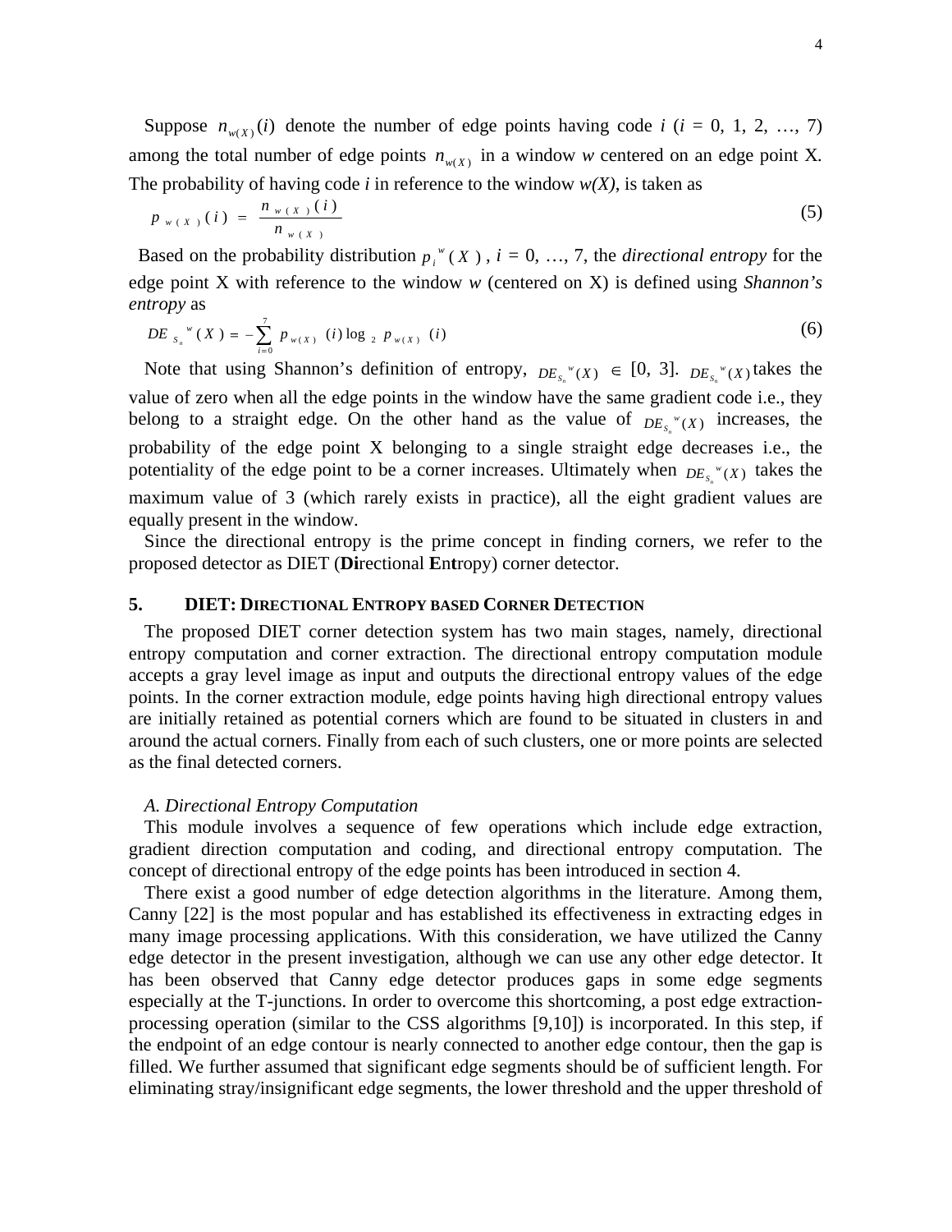Suppose $n_{w(X)}(i)$ denote the number of edge points having code *i* (*i* = 0, 1, 2, …, 7) among the total number of edge points $n_{w(X)}$ in a window *w* centered on an edge point X. The probability of having code *i* in reference to the window *w(X)*, is taken as

$$p_{w(X)}(i) = \frac{n_{w(X)}(i)}{n_{w(X)}} \tag{5}$$

Based on the probability distribution $p_i^{\,w}(X)$, *i* = 0, …, 7, the *directional entropy* for the edge point X with reference to the window *w* (centered on X) is defined using *Shannon's entropy* as

$$DE_{S_n}^{\,w}(X) = -\sum_{i=0}^{7} p_{w(X)}(i) \log_2 p_{w(X)}(i) \tag{6}$$

Note that using Shannon's definition of entropy, $DE_{S_n}^{\,w}(X) \in [0, 3]$. $DE_{S_n}^{\,w}(X)$ takes the value of zero when all the edge points in the window have the same gradient code i.e., they belong to a straight edge. On the other hand as the value of $DE_{S_n}^{\,w}(X)$ increases, the probability of the edge point X belonging to a single straight edge decreases i.e., the potentiality of the edge point to be a corner increases. Ultimately when $DE_{S_n}^{\,w}(X)$ takes the maximum value of 3 (which rarely exists in practice), all the eight gradient values are equally present in the window.

Since the directional entropy is the prime concept in finding corners, we refer to the proposed detector as DIET (**Di**rectional **E**n**t**ropy) corner detector.

## 5. DIET: Directional Entropy based Corner Detection

The proposed DIET corner detection system has two main stages, namely, directional entropy computation and corner extraction. The directional entropy computation module accepts a gray level image as input and outputs the directional entropy values of the edge points. In the corner extraction module, edge points having high directional entropy values are initially retained as potential corners which are found to be situated in clusters in and around the actual corners. Finally from each of such clusters, one or more points are selected as the final detected corners.

### *A. Directional Entropy Computation*

This module involves a sequence of few operations which include edge extraction, gradient direction computation and coding, and directional entropy computation. The concept of directional entropy of the edge points has been introduced in section 4.

There exist a good number of edge detection algorithms in the literature. Among them, Canny [22] is the most popular and has established its effectiveness in extracting edges in many image processing applications. With this consideration, we have utilized the Canny edge detector in the present investigation, although we can use any other edge detector. It has been observed that Canny edge detector produces gaps in some edge segments especially at the T-junctions. In order to overcome this shortcoming, a post edge extraction-processing operation (similar to the CSS algorithms [9,10]) is incorporated. In this step, if the endpoint of an edge contour is nearly connected to another edge contour, then the gap is filled. We further assumed that significant edge segments should be of sufficient length. For eliminating stray/insignificant edge segments, the lower threshold and the upper threshold of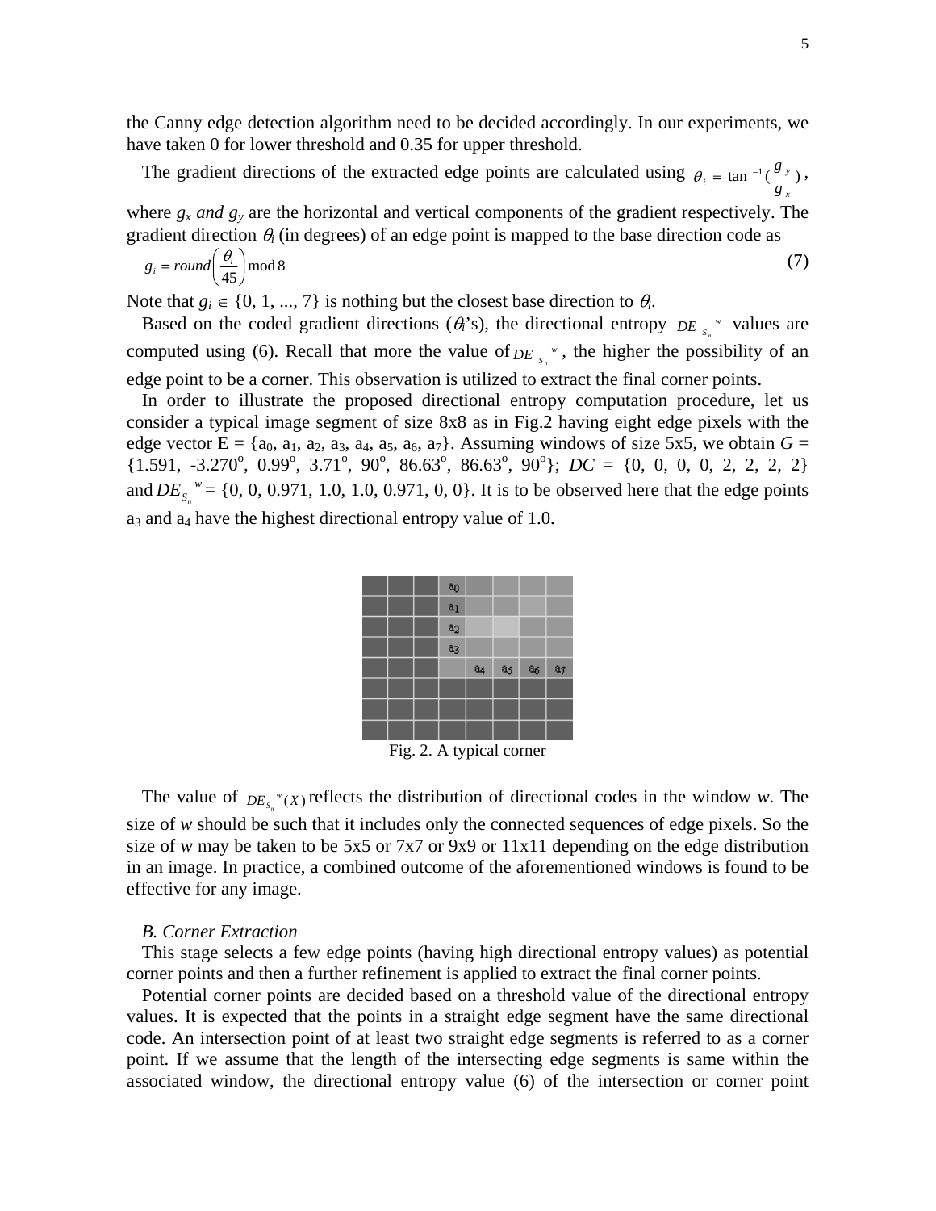the Canny edge detection algorithm need to be decided accordingly. In our experiments, we have taken 0 for lower threshold and 0.35 for upper threshold.

The gradient directions of the extracted edge points are calculated using $\theta_i = \tan^{-1}(\frac{g_y}{g_x})$, where $g_x$ *and* $g_y$ are the horizontal and vertical components of the gradient respectively. The gradient direction $\theta_i$ (in degrees) of an edge point is mapped to the base direction code as

$$g_i = round\left(\frac{\theta_i}{45}\right) \bmod 8 \tag{7}$$

Note that $g_i \in \{0, 1, ..., 7\}$ is nothing but the closest base direction to $\theta_i$.

Based on the coded gradient directions ($\theta_i$'s), the directional entropy $DE_{S_n}{}^{w}$ values are computed using (6). Recall that more the value of $DE_{S_n}{}^{w}$, the higher the possibility of an edge point to be a corner. This observation is utilized to extract the final corner points.

In order to illustrate the proposed directional entropy computation procedure, let us consider a typical image segment of size 8x8 as in Fig.2 having eight edge pixels with the edge vector E = {$a_0$, $a_1$, $a_2$, $a_3$, $a_4$, $a_5$, $a_6$, $a_7$}. Assuming windows of size 5x5, we obtain $G$ = {1.591, -3.270$^o$, 0.99$^o$, 3.71$^o$, 90$^o$, 86.63$^o$, 86.63$^o$, 90$^o$}; $DC$ = {0, 0, 0, 0, 2, 2, 2, 2} and $DE_{S_n}{}^{w}$ = {0, 0, 0.971, 1.0, 1.0, 0.971, 0, 0}. It is to be observed here that the edge points $a_3$ and $a_4$ have the highest directional entropy value of 1.0.

Fig. 2. A typical corner

The value of $DE_{S_n}{}^{w}(X)$ reflects the distribution of directional codes in the window *w*. The size of *w* should be such that it includes only the connected sequences of edge pixels. So the size of *w* may be taken to be 5x5 or 7x7 or 9x9 or 11x11 depending on the edge distribution in an image. In practice, a combined outcome of the aforementioned windows is found to be effective for any image.

### *B. Corner Extraction*

This stage selects a few edge points (having high directional entropy values) as potential corner points and then a further refinement is applied to extract the final corner points.

Potential corner points are decided based on a threshold value of the directional entropy values. It is expected that the points in a straight edge segment have the same directional code. An intersection point of at least two straight edge segments is referred to as a corner point. If we assume that the length of the intersecting edge segments is same within the associated window, the directional entropy value (6) of the intersection or corner point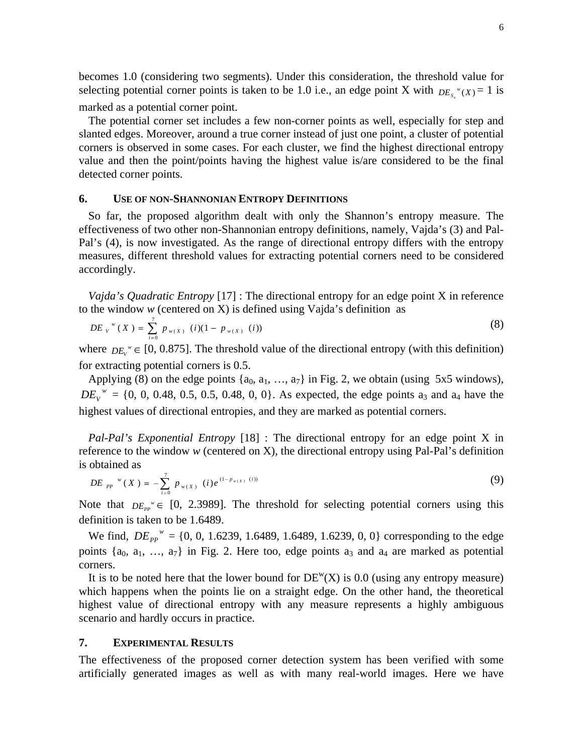becomes 1.0 (considering two segments). Under this consideration, the threshold value for selecting potential corner points is taken to be 1.0 i.e., an edge point X with $DE_{S_n}{}^{w}(X) = 1$ is marked as a potential corner point.

The potential corner set includes a few non-corner points as well, especially for step and slanted edges. Moreover, around a true corner instead of just one point, a cluster of potential corners is observed in some cases. For each cluster, we find the highest directional entropy value and then the point/points having the highest value is/are considered to be the final detected corner points.

## 6. USE OF NON-SHANNONIAN ENTROPY DEFINITIONS

So far, the proposed algorithm dealt with only the Shannon's entropy measure. The effectiveness of two other non-Shannonian entropy definitions, namely, Vajda's (3) and Pal-Pal's (4), is now investigated. As the range of directional entropy differs with the entropy measures, different threshold values for extracting potential corners need to be considered accordingly.

*Vajda's Quadratic Entropy* [17] : The directional entropy for an edge point X in reference to the window *w* (centered on X) is defined using Vajda's definition as

$$DE_V{}^{w}(X) = \sum_{i=0}^{7} p_{w(X)}(i)(1 - p_{w(X)}(i)) \tag{8}$$

where $DE_V{}^{w} \in$ [0, 0.875]. The threshold value of the directional entropy (with this definition) for extracting potential corners is 0.5.

Applying (8) on the edge points $\{a_0, a_1, \ldots, a_7\}$ in Fig. 2, we obtain (using 5x5 windows), $DE_V{}^{w}$ = {0, 0, 0.48, 0.5, 0.5, 0.48, 0, 0}. As expected, the edge points $a_3$ and $a_4$ have the highest values of directional entropies, and they are marked as potential corners.

*Pal-Pal's Exponential Entropy* [18] : The directional entropy for an edge point X in reference to the window *w* (centered on X), the directional entropy using Pal-Pal's definition is obtained as

$$DE_{PP}{}^{w}(X) = -\sum_{i=0}^{7} p_{w(X)}(i)e^{(1-p_{w(X)}(i))} \tag{9}$$

Note that $DE_{PP}{}^{w} \in$ [0, 2.3989]. The threshold for selecting potential corners using this definition is taken to be 1.6489.

We find, $DE_{PP}{}^{w}$ = {0, 0, 1.6239, 1.6489, 1.6489, 1.6239, 0, 0} corresponding to the edge points $\{a_0, a_1, \ldots, a_7\}$ in Fig. 2. Here too, edge points $a_3$ and $a_4$ are marked as potential corners.

It is to be noted here that the lower bound for $DE^{w}(X)$ is 0.0 (using any entropy measure) which happens when the points lie on a straight edge. On the other hand, the theoretical highest value of directional entropy with any measure represents a highly ambiguous scenario and hardly occurs in practice.

## 7. EXPERIMENTAL RESULTS

The effectiveness of the proposed corner detection system has been verified with some artificially generated images as well as with many real-world images. Here we have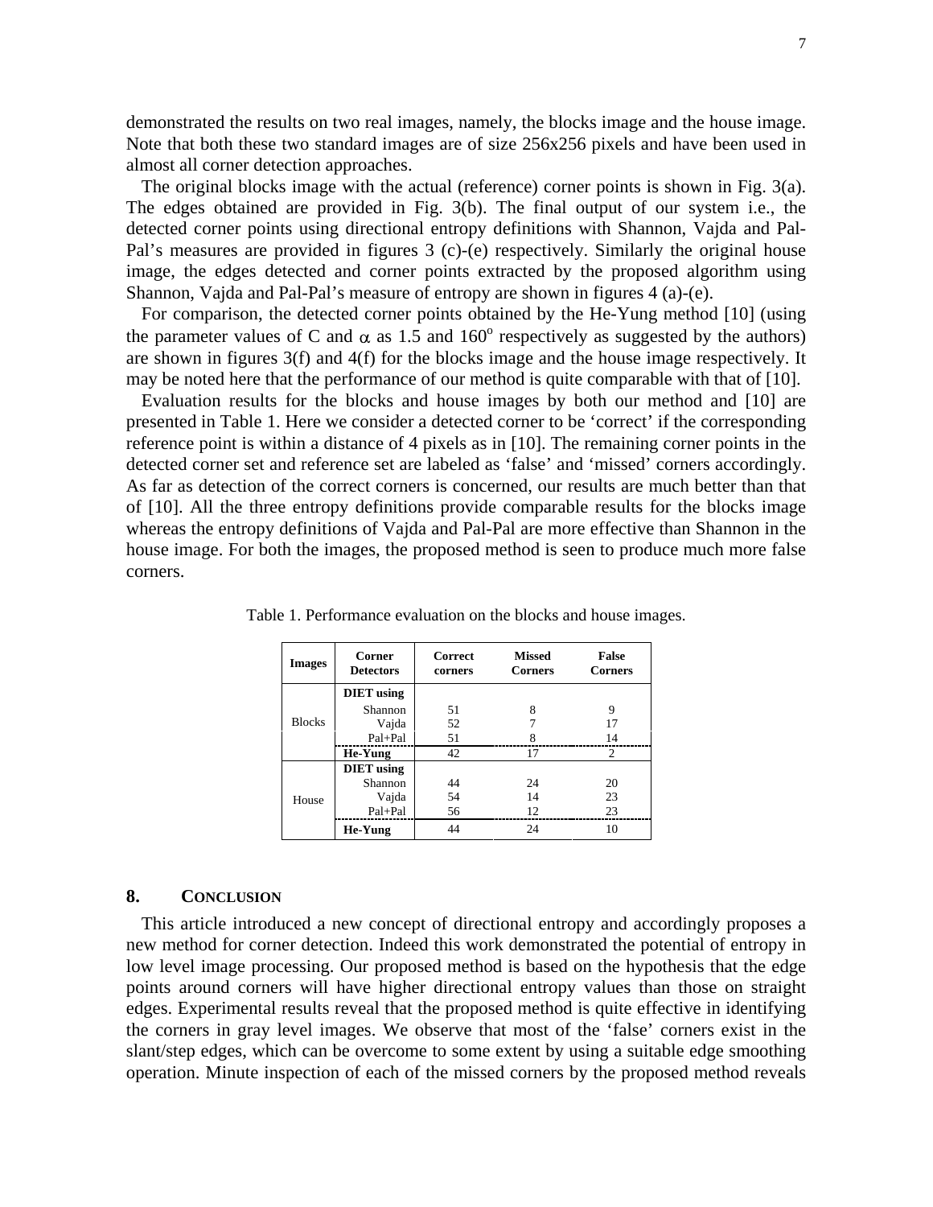demonstrated the results on two real images, namely, the blocks image and the house image. Note that both these two standard images are of size 256x256 pixels and have been used in almost all corner detection approaches.

The original blocks image with the actual (reference) corner points is shown in Fig. 3(a). The edges obtained are provided in Fig. 3(b). The final output of our system i.e., the detected corner points using directional entropy definitions with Shannon, Vajda and Pal-Pal's measures are provided in figures 3 (c)-(e) respectively. Similarly the original house image, the edges detected and corner points extracted by the proposed algorithm using Shannon, Vajda and Pal-Pal's measure of entropy are shown in figures 4 (a)-(e).

For comparison, the detected corner points obtained by the He-Yung method [10] (using the parameter values of C and $\alpha$ as 1.5 and $160^o$ respectively as suggested by the authors) are shown in figures 3(f) and 4(f) for the blocks image and the house image respectively. It may be noted here that the performance of our method is quite comparable with that of [10].

Evaluation results for the blocks and house images by both our method and [10] are presented in Table 1. Here we consider a detected corner to be 'correct' if the corresponding reference point is within a distance of 4 pixels as in [10]. The remaining corner points in the detected corner set and reference set are labeled as 'false' and 'missed' corners accordingly. As far as detection of the correct corners is concerned, our results are much better than that of [10]. All the three entropy definitions provide comparable results for the blocks image whereas the entropy definitions of Vajda and Pal-Pal are more effective than Shannon in the house image. For both the images, the proposed method is seen to produce much more false corners.

Table 1. Performance evaluation on the blocks and house images.

| Images | Corner Detectors | Correct corners | Missed Corners | False Corners |
|---|---|---|---|---|
| Blocks | **DIET using** | | | |
| | Shannon | 51 | 8 | 9 |
| | Vajda | 52 | 7 | 17 |
| | Pal+Pal | 51 | 8 | 14 |
| | **He-Yung** | 42 | 17 | 2 |
| House | **DIET using** | | | |
| | Shannon | 44 | 24 | 20 |
| | Vajda | 54 | 14 | 23 |
| | Pal+Pal | 56 | 12 | 23 |
| | **He-Yung** | 44 | 24 | 10 |

## 8. Conclusion

This article introduced a new concept of directional entropy and accordingly proposes a new method for corner detection. Indeed this work demonstrated the potential of entropy in low level image processing. Our proposed method is based on the hypothesis that the edge points around corners will have higher directional entropy values than those on straight edges. Experimental results reveal that the proposed method is quite effective in identifying the corners in gray level images. We observe that most of the 'false' corners exist in the slant/step edges, which can be overcome to some extent by using a suitable edge smoothing operation. Minute inspection of each of the missed corners by the proposed method reveals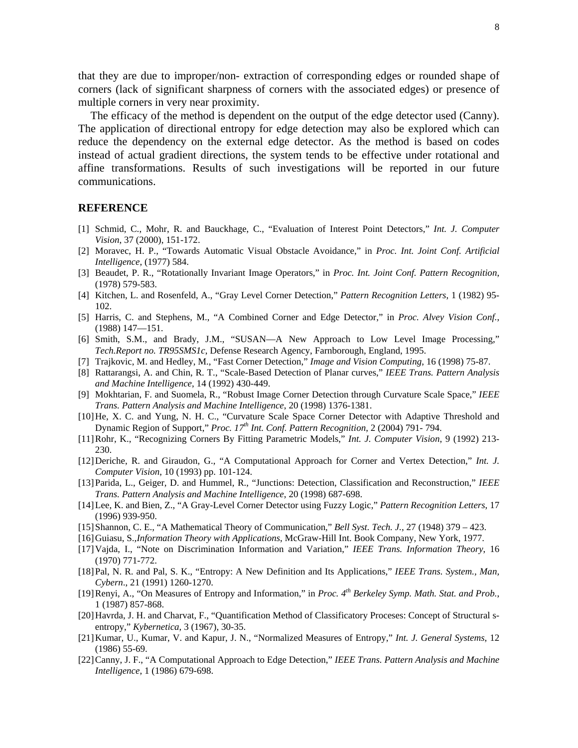that they are due to improper/non- extraction of corresponding edges or rounded shape of corners (lack of significant sharpness of corners with the associated edges) or presence of multiple corners in very near proximity.

The efficacy of the method is dependent on the output of the edge detector used (Canny). The application of directional entropy for edge detection may also be explored which can reduce the dependency on the external edge detector. As the method is based on codes instead of actual gradient directions, the system tends to be effective under rotational and affine transformations. Results of such investigations will be reported in our future communications.

## REFERENCE

[1] Schmid, C., Mohr, R. and Bauckhage, C., "Evaluation of Interest Point Detectors," *Int. J. Computer Vision*, 37 (2000), 151-172.

[2] Moravec, H. P., "Towards Automatic Visual Obstacle Avoidance," in *Proc. Int. Joint Conf. Artificial Intelligence*, (1977) 584.

[3] Beaudet, P. R., "Rotationally Invariant Image Operators," in *Proc. Int. Joint Conf. Pattern Recognition*, (1978) 579-583.

[4] Kitchen, L. and Rosenfeld, A., "Gray Level Corner Detection," *Pattern Recognition Letters*, 1 (1982) 95-102.

[5] Harris, C. and Stephens, M., "A Combined Corner and Edge Detector," in *Proc. Alvey Vision Conf.*, (1988) 147—151.

[6] Smith, S.M., and Brady, J.M., "SUSAN—A New Approach to Low Level Image Processing," *Tech.Report no. TR95SMS1c*, Defense Research Agency, Farnborough, England, 1995.

[7] Trajkovic, M. and Hedley, M., "Fast Corner Detection," *Image and Vision Computing*, 16 (1998) 75-87.

[8] Rattarangsi, A. and Chin, R. T., "Scale-Based Detection of Planar curves," *IEEE Trans. Pattern Analysis and Machine Intelligence*, 14 (1992) 430-449.

[9] Mokhtarian, F. and Suomela, R., "Robust Image Corner Detection through Curvature Scale Space," *IEEE Trans. Pattern Analysis and Machine Intelligence*, 20 (1998) 1376-1381.

[10] He, X. C. and Yung, N. H. C., "Curvature Scale Space Corner Detector with Adaptive Threshold and Dynamic Region of Support," *Proc. 17th Int. Conf. Pattern Recognition*, 2 (2004) 791- 794.

[11] Rohr, K., "Recognizing Corners By Fitting Parametric Models," *Int. J. Computer Vision*, 9 (1992) 213-230.

[12] Deriche, R. and Giraudon, G., "A Computational Approach for Corner and Vertex Detection," *Int. J. Computer Vision*, 10 (1993) pp. 101-124.

[13] Parida, L., Geiger, D. and Hummel, R., "Junctions: Detection, Classification and Reconstruction," *IEEE Trans. Pattern Analysis and Machine Intelligence*, 20 (1998) 687-698.

[14] Lee, K. and Bien, Z., "A Gray-Level Corner Detector using Fuzzy Logic," *Pattern Recognition Letters*, 17 (1996) 939-950.

[15] Shannon, C. E., "A Mathematical Theory of Communication," *Bell Syst. Tech. J.*, 27 (1948) 379 – 423.

[16] Guiasu, S.,*Information Theory with Applications*, McGraw-Hill Int. Book Company, New York, 1977.

[17] Vajda, I., "Note on Discrimination Information and Variation," *IEEE Trans. Information Theory*, 16 (1970) 771-772.

[18] Pal, N. R. and Pal, S. K., "Entropy: A New Definition and Its Applications," *IEEE Trans. System., Man, Cybern.*, 21 (1991) 1260-1270.

[19] Renyi, A., "On Measures of Entropy and Information," in *Proc. 4th Berkeley Symp. Math. Stat. and Prob.*, 1 (1987) 857-868.

[20] Havrda, J. H. and Charvat, F., "Quantification Method of Classificatory Proceses: Concept of Structural s-entropy," *Kybernetica*, 3 (1967), 30-35.

[21] Kumar, U., Kumar, V. and Kapur, J. N., "Normalized Measures of Entropy," *Int. J. General Systems*, 12 (1986) 55-69.

[22] Canny, J. F., "A Computational Approach to Edge Detection," *IEEE Trans. Pattern Analysis and Machine Intelligence*, 1 (1986) 679-698.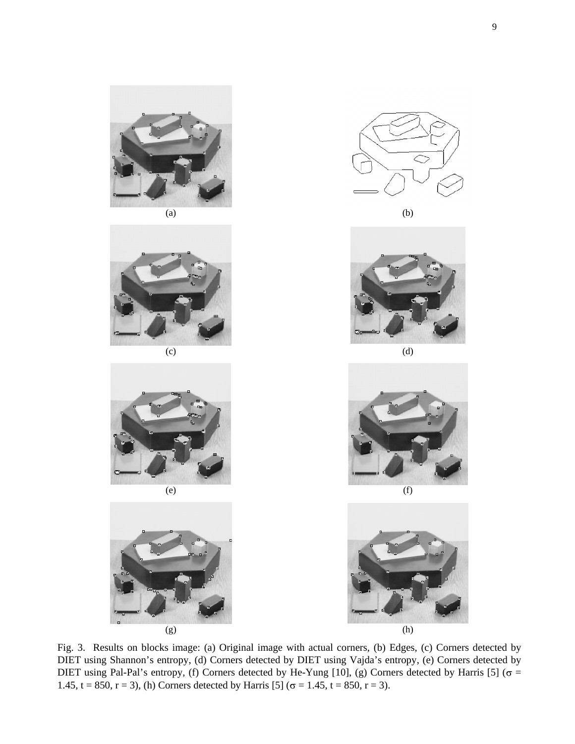(a)

(b)

(c)

(d)

(e)

(f)

(g)

(h)

Fig. 3. Results on blocks image: (a) Original image with actual corners, (b) Edges, (c) Corners detected by DIET using Shannon's entropy, (d) Corners detected by DIET using Vajda's entropy, (e) Corners detected by DIET using Pal-Pal's entropy, (f) Corners detected by He-Yung [10], (g) Corners detected by Harris [5] ($\sigma$ = 1.45, t = 850, r = 3), (h) Corners detected by Harris [5] ($\sigma$ = 1.45, t = 850, r = 3).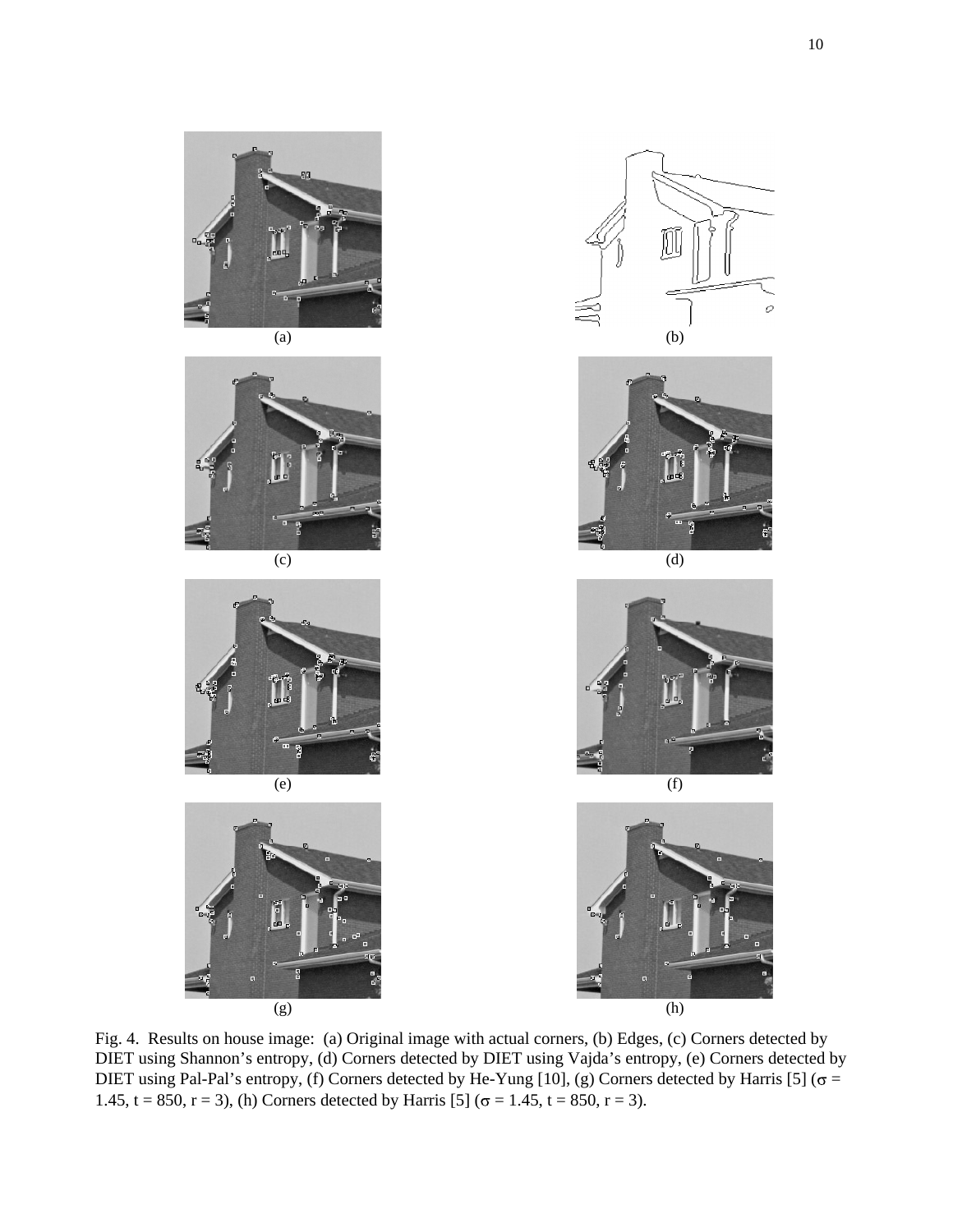(a)

(b)

(c)

(d)

(e)

(f)

(g)

(h)

Fig. 4. Results on house image: (a) Original image with actual corners, (b) Edges, (c) Corners detected by DIET using Shannon's entropy, (d) Corners detected by DIET using Vajda's entropy, (e) Corners detected by DIET using Pal-Pal's entropy, (f) Corners detected by He-Yung [10], (g) Corners detected by Harris [5] ($\sigma$ = 1.45, t = 850, r = 3), (h) Corners detected by Harris [5] ($\sigma$ = 1.45, t = 850, r = 3).